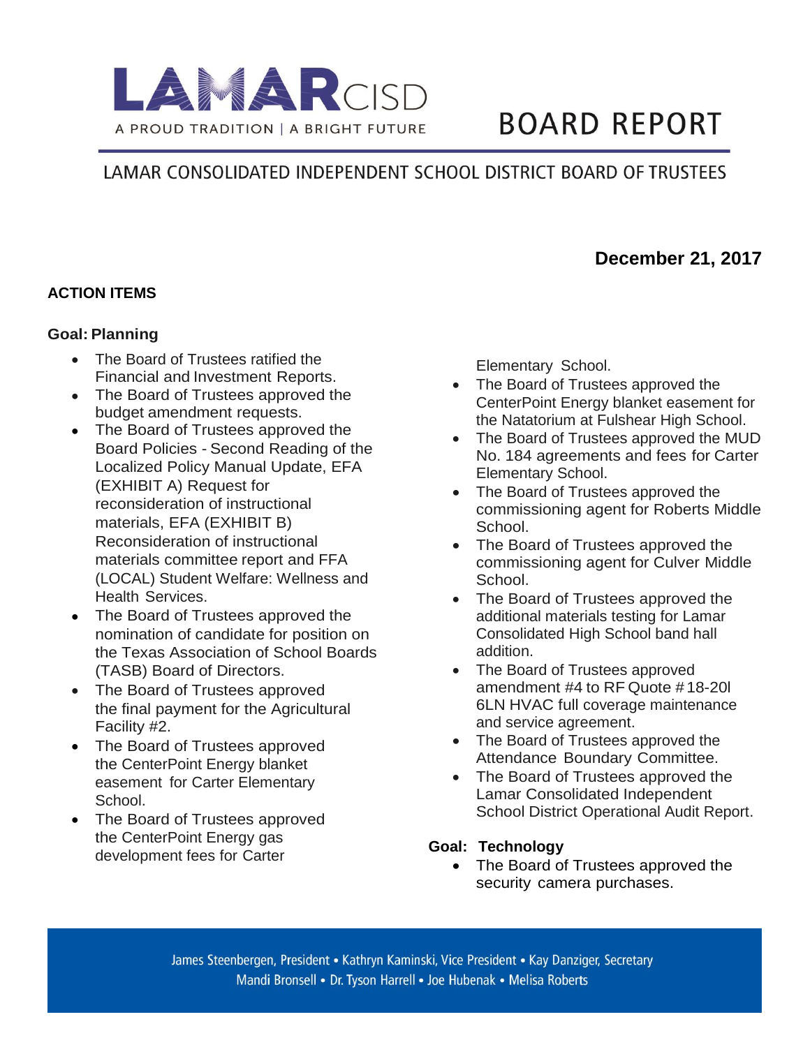LAMAR CISD

A PROUD TRADITION | A BRIGHT FUTURE

# BOARD REPORT

## LAMAR CONSOLIDATED INDEPENDENT SCHOOL DISTRICT BOARD OF TRUSTEES

**December 21, 2017**

### ACTION ITEMS

#### Goal: Planning

- The Board of Trustees ratified the Financial and Investment Reports.
- The Board of Trustees approved the budget amendment requests.
- The Board of Trustees approved the Board Policies - Second Reading of the Localized Policy Manual Update, EFA (EXHIBIT A) Request for reconsideration of instructional materials, EFA (EXHIBIT B) Reconsideration of instructional materials committee report and FFA (LOCAL) Student Welfare: Wellness and Health Services.
- The Board of Trustees approved the nomination of candidate for position on the Texas Association of School Boards (TASB) Board of Directors.
- The Board of Trustees approved the final payment for the Agricultural Facility #2.
- The Board of Trustees approved the CenterPoint Energy blanket easement for Carter Elementary School.
- The Board of Trustees approved the CenterPoint Energy gas development fees for Carter Elementary School.
- The Board of Trustees approved the CenterPoint Energy blanket easement for the Natatorium at Fulshear High School.
- The Board of Trustees approved the MUD No. 184 agreements and fees for Carter Elementary School.
- The Board of Trustees approved the commissioning agent for Roberts Middle School.
- The Board of Trustees approved the commissioning agent for Culver Middle School.
- The Board of Trustees approved the additional materials testing for Lamar Consolidated High School band hall addition.
- The Board of Trustees approved amendment #4 to RF Quote #18-20l 6LN HVAC full coverage maintenance and service agreement.
- The Board of Trustees approved the Attendance Boundary Committee.
- The Board of Trustees approved the Lamar Consolidated Independent School District Operational Audit Report.

#### Goal: Technology

- The Board of Trustees approved the security camera purchases.

James Steenbergen, President • Kathryn Kaminski, Vice President • Kay Danziger, Secretary
Mandi Bronsell • Dr. Tyson Harrell • Joe Hubenak • Melisa Roberts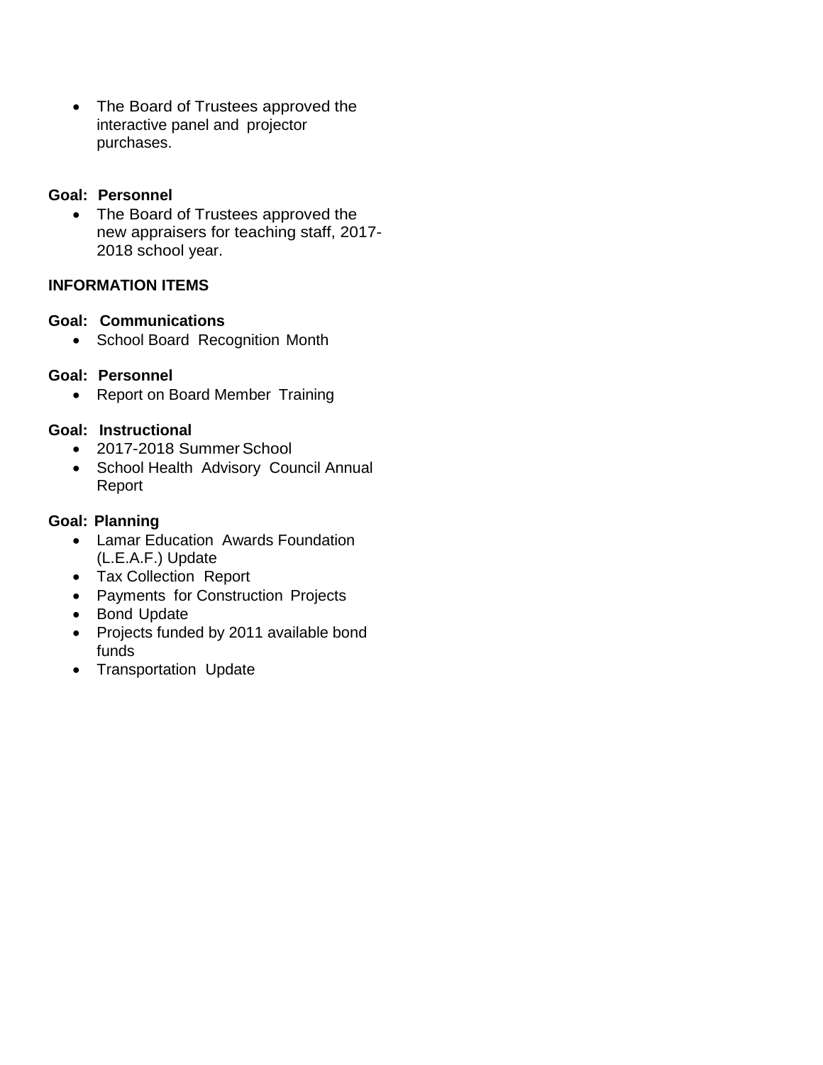- The Board of Trustees approved the interactive panel and projector purchases.

**Goal: Personnel**

- The Board of Trustees approved the new appraisers for teaching staff, 2017-2018 school year.

**INFORMATION ITEMS**

**Goal: Communications**

- School Board Recognition Month

**Goal: Personnel**

- Report on Board Member Training

**Goal: Instructional**

- 2017-2018 Summer School
- School Health Advisory Council Annual Report

**Goal: Planning**

- Lamar Education Awards Foundation (L.E.A.F.) Update
- Tax Collection Report
- Payments for Construction Projects
- Bond Update
- Projects funded by 2011 available bond funds
- Transportation Update